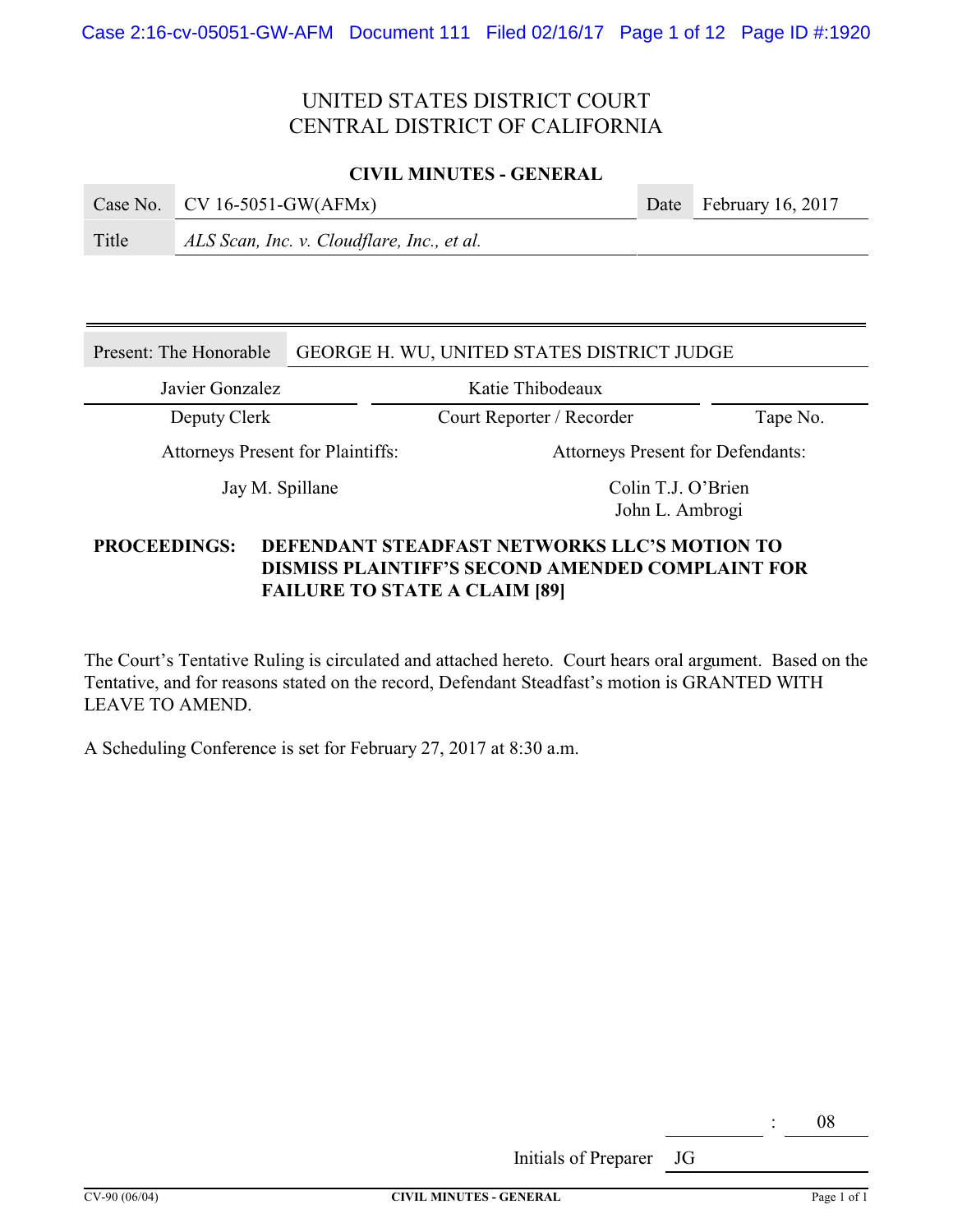# UNITED STATES DISTRICT COURT
# CENTRAL DISTRICT OF CALIFORNIA

## CIVIL MINUTES - GENERAL

| Case No. | CV 16-5051-GW(AFMx) | Date | February 16, 2017 |
|---|---|---|---|
| Title | *ALS Scan, Inc. v. Cloudflare, Inc., et al.* | | |

| Present: The Honorable | GEORGE H. WU, UNITED STATES DISTRICT JUDGE | |
|---|---|---|
| Javier Gonzalez | Katie Thibodeaux | |
| Deputy Clerk | Court Reporter / Recorder | Tape No. |

| Attorneys Present for Plaintiffs: | Attorneys Present for Defendants: |
|---|---|
| Jay M. Spillane | Colin T.J. O'Brien<br>John L. Ambrogi |

**PROCEEDINGS: DEFENDANT STEADFAST NETWORKS LLC'S MOTION TO DISMISS PLAINTIFF'S SECOND AMENDED COMPLAINT FOR FAILURE TO STATE A CLAIM [89]**

The Court's Tentative Ruling is circulated and attached hereto. Court hears oral argument. Based on the Tentative, and for reasons stated on the record, Defendant Steadfast's motion is GRANTED WITH LEAVE TO AMEND.

A Scheduling Conference is set for February 27, 2017 at 8:30 a.m.

: 08

Initials of Preparer JG

CV-90 (06/04) CIVIL MINUTES - GENERAL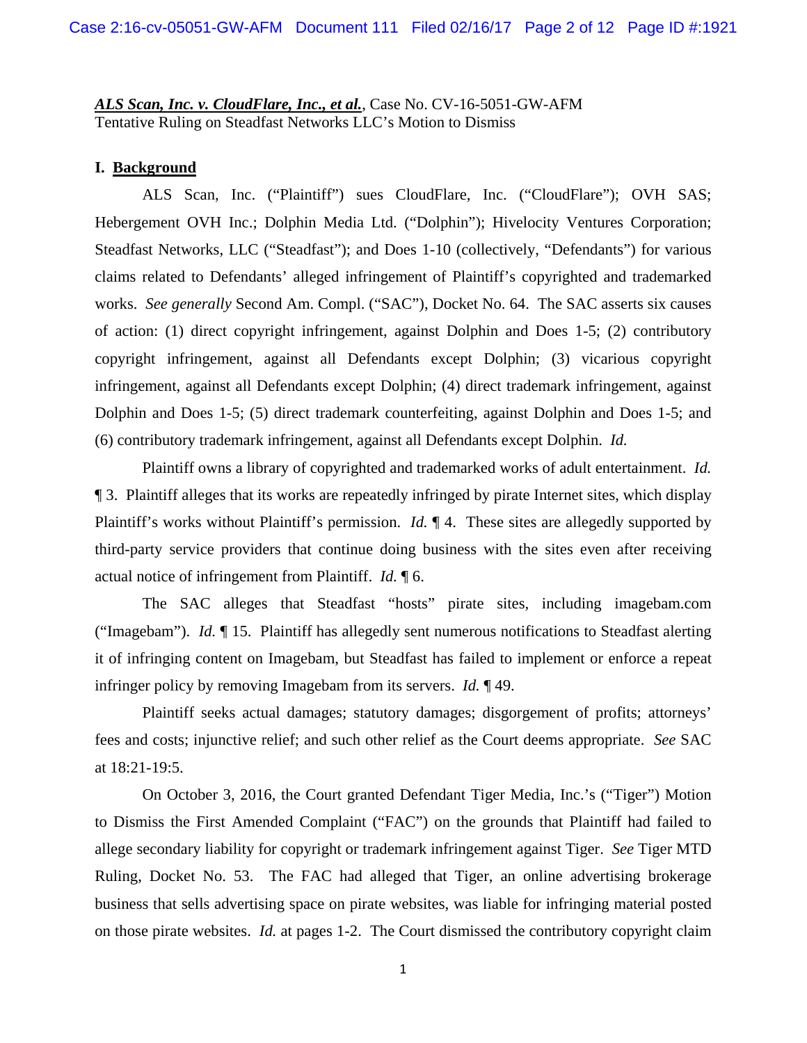***ALS Scan, Inc. v. CloudFlare, Inc., et al.***, Case No. CV-16-5051-GW-AFM
Tentative Ruling on Steadfast Networks LLC's Motion to Dismiss

## I. Background

ALS Scan, Inc. ("Plaintiff") sues CloudFlare, Inc. ("CloudFlare"); OVH SAS; Hebergement OVH Inc.; Dolphin Media Ltd. ("Dolphin"); Hivelocity Ventures Corporation; Steadfast Networks, LLC ("Steadfast"); and Does 1-10 (collectively, "Defendants") for various claims related to Defendants' alleged infringement of Plaintiff's copyrighted and trademarked works. *See generally* Second Am. Compl. ("SAC"), Docket No. 64. The SAC asserts six causes of action: (1) direct copyright infringement, against Dolphin and Does 1-5; (2) contributory copyright infringement, against all Defendants except Dolphin; (3) vicarious copyright infringement, against all Defendants except Dolphin; (4) direct trademark infringement, against Dolphin and Does 1-5; (5) direct trademark counterfeiting, against Dolphin and Does 1-5; and (6) contributory trademark infringement, against all Defendants except Dolphin. *Id.*

Plaintiff owns a library of copyrighted and trademarked works of adult entertainment. *Id.* ¶ 3. Plaintiff alleges that its works are repeatedly infringed by pirate Internet sites, which display Plaintiff's works without Plaintiff's permission. *Id.* ¶ 4. These sites are allegedly supported by third-party service providers that continue doing business with the sites even after receiving actual notice of infringement from Plaintiff. *Id.* ¶ 6.

The SAC alleges that Steadfast "hosts" pirate sites, including imagebam.com ("Imagebam"). *Id.* ¶ 15. Plaintiff has allegedly sent numerous notifications to Steadfast alerting it of infringing content on Imagebam, but Steadfast has failed to implement or enforce a repeat infringer policy by removing Imagebam from its servers. *Id.* ¶ 49.

Plaintiff seeks actual damages; statutory damages; disgorgement of profits; attorneys' fees and costs; injunctive relief; and such other relief as the Court deems appropriate. *See* SAC at 18:21-19:5.

On October 3, 2016, the Court granted Defendant Tiger Media, Inc.'s ("Tiger") Motion to Dismiss the First Amended Complaint ("FAC") on the grounds that Plaintiff had failed to allege secondary liability for copyright or trademark infringement against Tiger. *See* Tiger MTD Ruling, Docket No. 53. The FAC had alleged that Tiger, an online advertising brokerage business that sells advertising space on pirate websites, was liable for infringing material posted on those pirate websites. *Id.* at pages 1-2. The Court dismissed the contributory copyright claim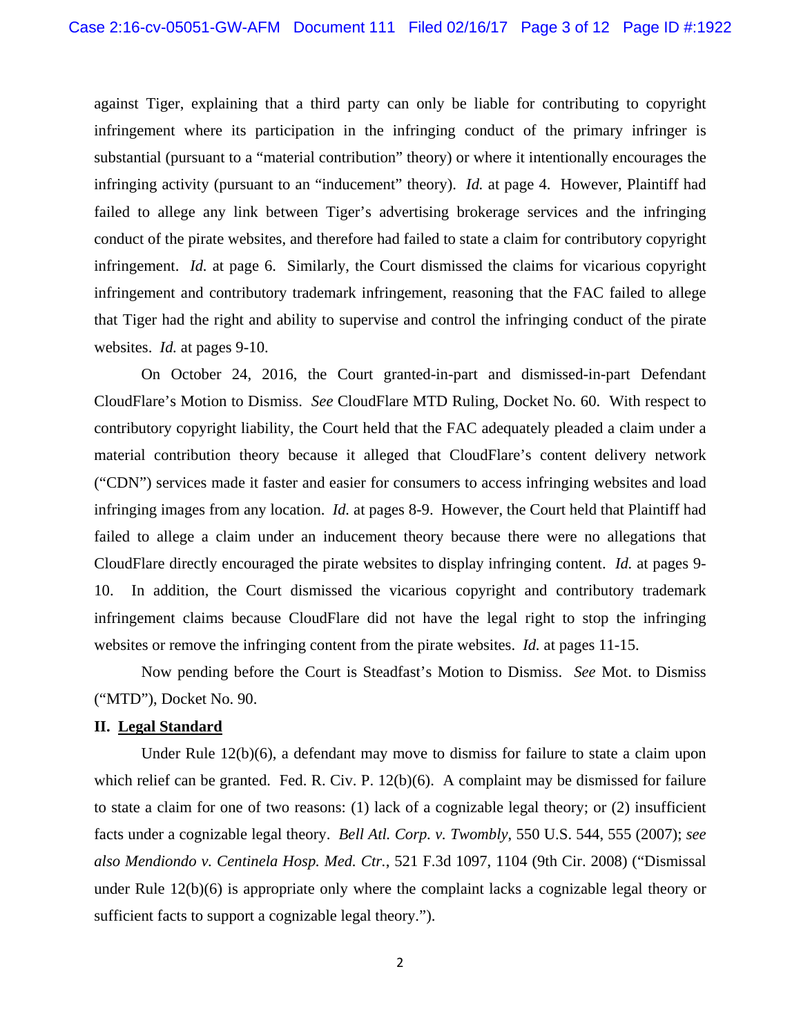against Tiger, explaining that a third party can only be liable for contributing to copyright infringement where its participation in the infringing conduct of the primary infringer is substantial (pursuant to a "material contribution" theory) or where it intentionally encourages the infringing activity (pursuant to an "inducement" theory). *Id.* at page 4. However, Plaintiff had failed to allege any link between Tiger's advertising brokerage services and the infringing conduct of the pirate websites, and therefore had failed to state a claim for contributory copyright infringement. *Id.* at page 6. Similarly, the Court dismissed the claims for vicarious copyright infringement and contributory trademark infringement, reasoning that the FAC failed to allege that Tiger had the right and ability to supervise and control the infringing conduct of the pirate websites. *Id.* at pages 9-10.

On October 24, 2016, the Court granted-in-part and dismissed-in-part Defendant CloudFlare's Motion to Dismiss. *See* CloudFlare MTD Ruling, Docket No. 60. With respect to contributory copyright liability, the Court held that the FAC adequately pleaded a claim under a material contribution theory because it alleged that CloudFlare's content delivery network ("CDN") services made it faster and easier for consumers to access infringing websites and load infringing images from any location. *Id.* at pages 8-9. However, the Court held that Plaintiff had failed to allege a claim under an inducement theory because there were no allegations that CloudFlare directly encouraged the pirate websites to display infringing content. *Id.* at pages 9-10. In addition, the Court dismissed the vicarious copyright and contributory trademark infringement claims because CloudFlare did not have the legal right to stop the infringing websites or remove the infringing content from the pirate websites. *Id.* at pages 11-15.

Now pending before the Court is Steadfast's Motion to Dismiss. *See* Mot. to Dismiss ("MTD"), Docket No. 90.

## II. Legal Standard

Under Rule 12(b)(6), a defendant may move to dismiss for failure to state a claim upon which relief can be granted. Fed. R. Civ. P. 12(b)(6). A complaint may be dismissed for failure to state a claim for one of two reasons: (1) lack of a cognizable legal theory; or (2) insufficient facts under a cognizable legal theory. *Bell Atl. Corp. v. Twombly*, 550 U.S. 544, 555 (2007); *see also Mendiondo v. Centinela Hosp. Med. Ctr.*, 521 F.3d 1097, 1104 (9th Cir. 2008) ("Dismissal under Rule 12(b)(6) is appropriate only where the complaint lacks a cognizable legal theory or sufficient facts to support a cognizable legal theory.").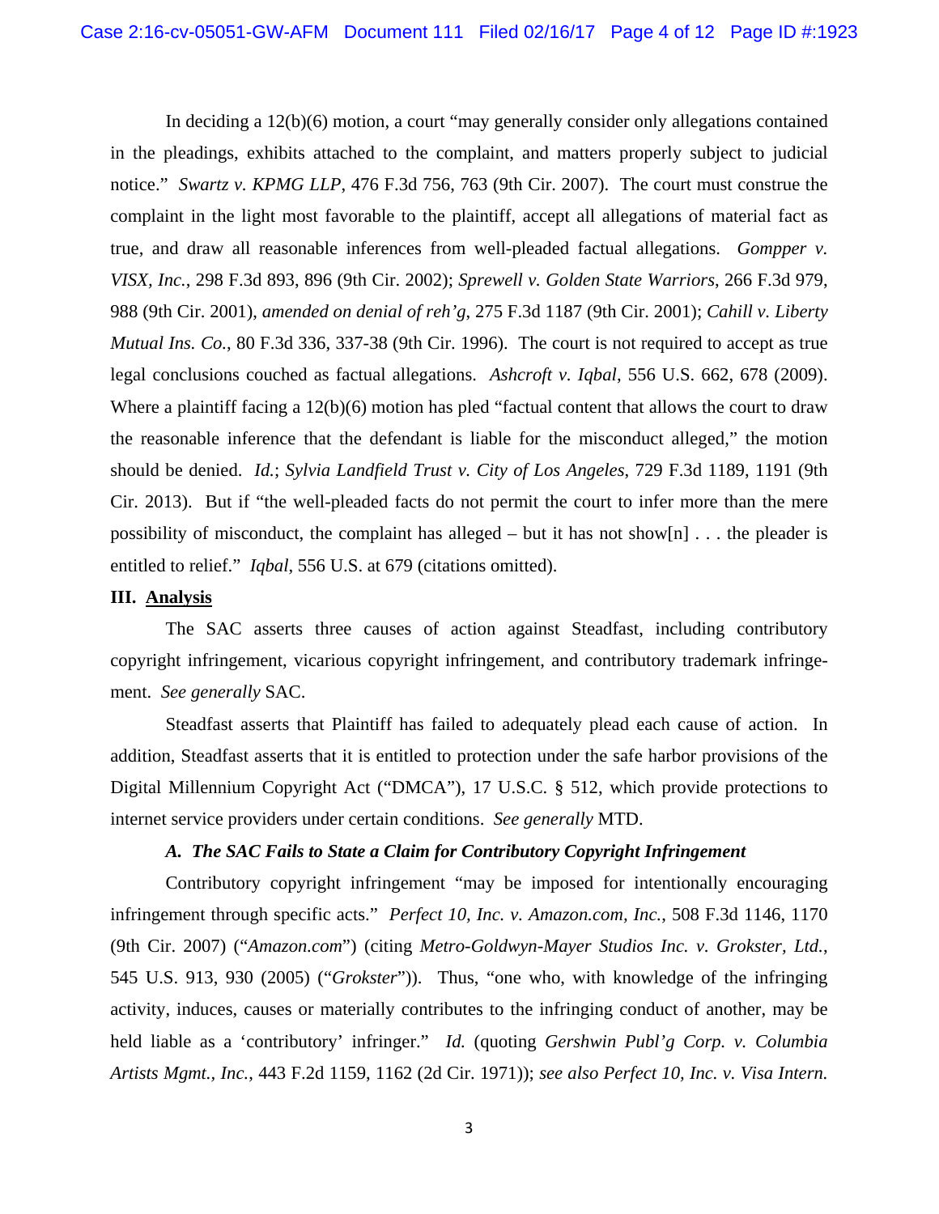In deciding a 12(b)(6) motion, a court "may generally consider only allegations contained in the pleadings, exhibits attached to the complaint, and matters properly subject to judicial notice." *Swartz v. KPMG LLP*, 476 F.3d 756, 763 (9th Cir. 2007). The court must construe the complaint in the light most favorable to the plaintiff, accept all allegations of material fact as true, and draw all reasonable inferences from well-pleaded factual allegations. *Gompper v. VISX, Inc.*, 298 F.3d 893, 896 (9th Cir. 2002); *Sprewell v. Golden State Warriors*, 266 F.3d 979, 988 (9th Cir. 2001), *amended on denial of reh'g*, 275 F.3d 1187 (9th Cir. 2001); *Cahill v. Liberty Mutual Ins. Co.*, 80 F.3d 336, 337-38 (9th Cir. 1996). The court is not required to accept as true legal conclusions couched as factual allegations. *Ashcroft v. Iqbal*, 556 U.S. 662, 678 (2009). Where a plaintiff facing a 12(b)(6) motion has pled "factual content that allows the court to draw the reasonable inference that the defendant is liable for the misconduct alleged," the motion should be denied. *Id.*; *Sylvia Landfield Trust v. City of Los Angeles*, 729 F.3d 1189, 1191 (9th Cir. 2013). But if "the well-pleaded facts do not permit the court to infer more than the mere possibility of misconduct, the complaint has alleged – but it has not show[n] . . . the pleader is entitled to relief." *Iqbal*, 556 U.S. at 679 (citations omitted).

## III. Analysis

The SAC asserts three causes of action against Steadfast, including contributory copyright infringement, vicarious copyright infringement, and contributory trademark infringement. *See generally* SAC.

Steadfast asserts that Plaintiff has failed to adequately plead each cause of action. In addition, Steadfast asserts that it is entitled to protection under the safe harbor provisions of the Digital Millennium Copyright Act ("DMCA"), 17 U.S.C. § 512, which provide protections to internet service providers under certain conditions. *See generally* MTD.

### *A. The SAC Fails to State a Claim for Contributory Copyright Infringement*

Contributory copyright infringement "may be imposed for intentionally encouraging infringement through specific acts." *Perfect 10, Inc. v. Amazon.com, Inc.*, 508 F.3d 1146, 1170 (9th Cir. 2007) ("*Amazon.com*") (citing *Metro-Goldwyn-Mayer Studios Inc. v. Grokster, Ltd.*, 545 U.S. 913, 930 (2005) ("*Grokster*")). Thus, "one who, with knowledge of the infringing activity, induces, causes or materially contributes to the infringing conduct of another, may be held liable as a 'contributory' infringer." *Id.* (quoting *Gershwin Publ'g Corp. v. Columbia Artists Mgmt., Inc.*, 443 F.2d 1159, 1162 (2d Cir. 1971)); *see also Perfect 10, Inc. v. Visa Intern.*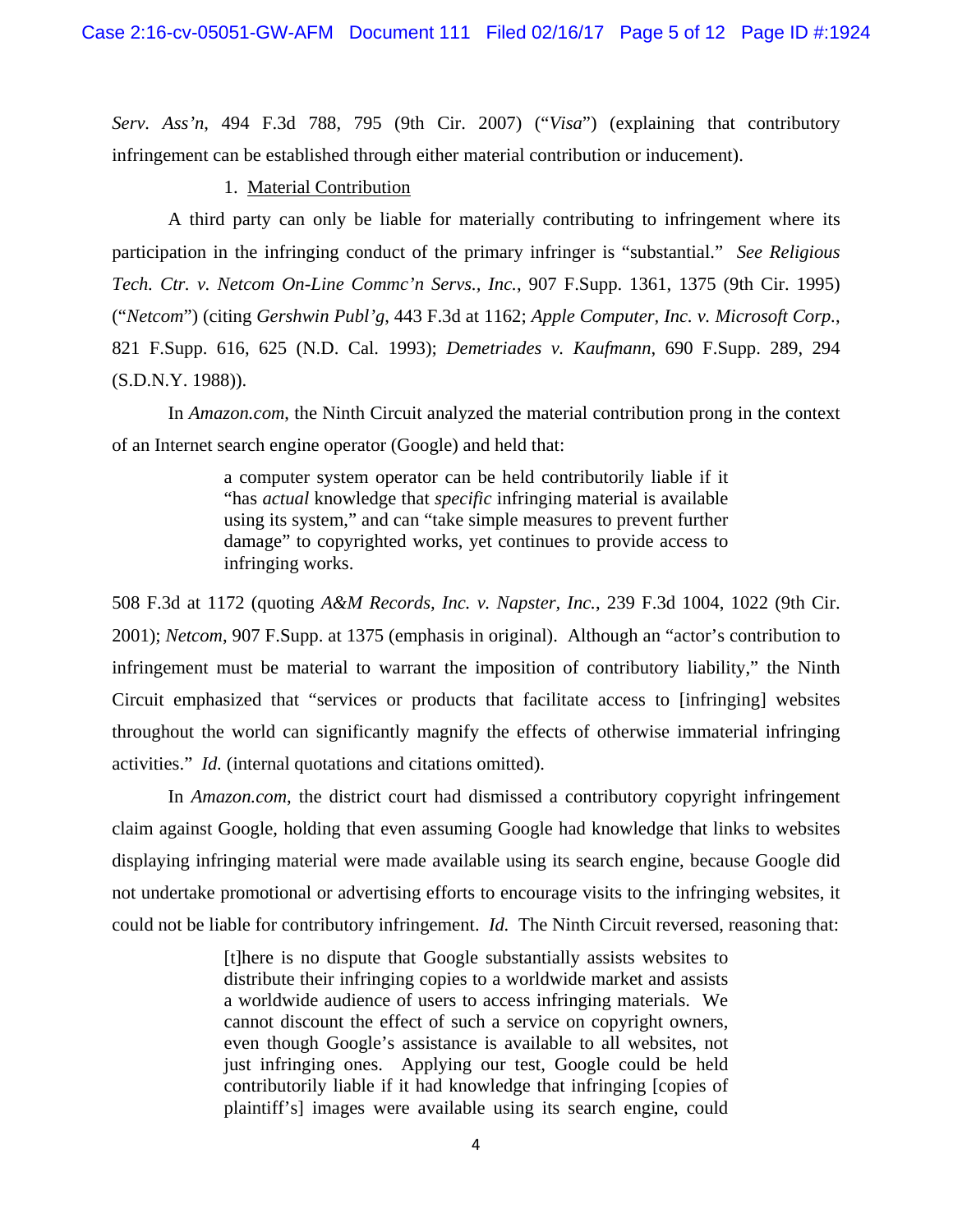*Serv. Ass'n*, 494 F.3d 788, 795 (9th Cir. 2007) ("*Visa*") (explaining that contributory infringement can be established through either material contribution or inducement).

1. Material Contribution

A third party can only be liable for materially contributing to infringement where its participation in the infringing conduct of the primary infringer is "substantial." *See Religious Tech. Ctr. v. Netcom On-Line Commc'n Servs., Inc.*, 907 F.Supp. 1361, 1375 (9th Cir. 1995) ("*Netcom*") (citing *Gershwin Publ'g*, 443 F.3d at 1162; *Apple Computer, Inc. v. Microsoft Corp.*, 821 F.Supp. 616, 625 (N.D. Cal. 1993); *Demetriades v. Kaufmann*, 690 F.Supp. 289, 294 (S.D.N.Y. 1988)).

In *Amazon.com*, the Ninth Circuit analyzed the material contribution prong in the context of an Internet search engine operator (Google) and held that:

> a computer system operator can be held contributorily liable if it "has *actual* knowledge that *specific* infringing material is available using its system," and can "take simple measures to prevent further damage" to copyrighted works, yet continues to provide access to infringing works.

508 F.3d at 1172 (quoting *A&M Records, Inc. v. Napster, Inc.*, 239 F.3d 1004, 1022 (9th Cir. 2001); *Netcom*, 907 F.Supp. at 1375 (emphasis in original). Although an "actor's contribution to infringement must be material to warrant the imposition of contributory liability," the Ninth Circuit emphasized that "services or products that facilitate access to [infringing] websites throughout the world can significantly magnify the effects of otherwise immaterial infringing activities." *Id.* (internal quotations and citations omitted).

In *Amazon.com*, the district court had dismissed a contributory copyright infringement claim against Google, holding that even assuming Google had knowledge that links to websites displaying infringing material were made available using its search engine, because Google did not undertake promotional or advertising efforts to encourage visits to the infringing websites, it could not be liable for contributory infringement. *Id.* The Ninth Circuit reversed, reasoning that:

> [t]here is no dispute that Google substantially assists websites to distribute their infringing copies to a worldwide market and assists a worldwide audience of users to access infringing materials. We cannot discount the effect of such a service on copyright owners, even though Google's assistance is available to all websites, not just infringing ones. Applying our test, Google could be held contributorily liable if it had knowledge that infringing [copies of plaintiff's] images were available using its search engine, could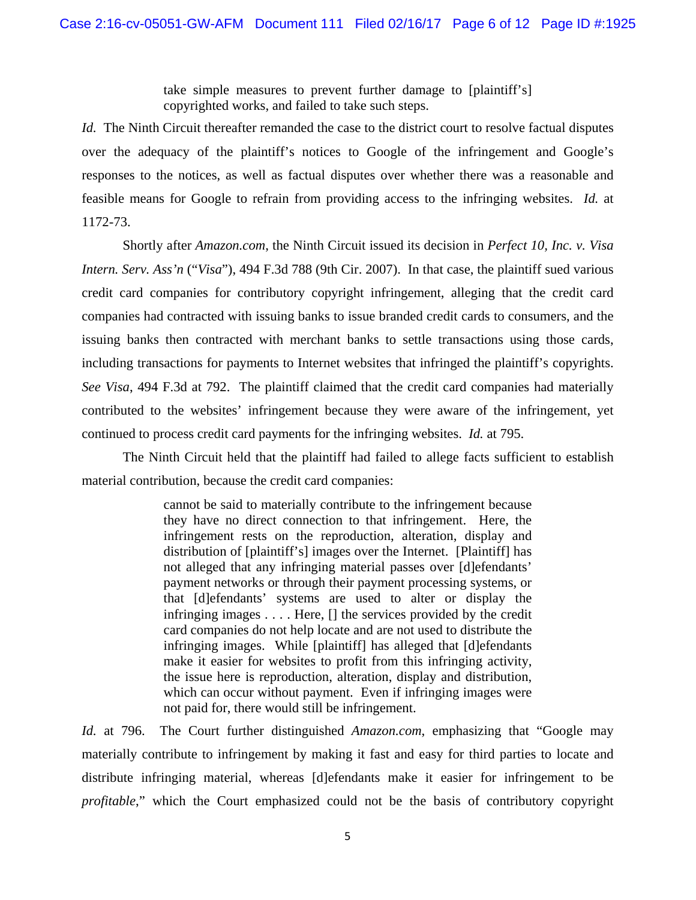> take simple measures to prevent further damage to [plaintiff's] copyrighted works, and failed to take such steps.

*Id.* The Ninth Circuit thereafter remanded the case to the district court to resolve factual disputes over the adequacy of the plaintiff's notices to Google of the infringement and Google's responses to the notices, as well as factual disputes over whether there was a reasonable and feasible means for Google to refrain from providing access to the infringing websites. *Id.* at 1172-73.

Shortly after *Amazon.com*, the Ninth Circuit issued its decision in *Perfect 10, Inc. v. Visa Intern. Serv. Ass'n* ("*Visa*"), 494 F.3d 788 (9th Cir. 2007). In that case, the plaintiff sued various credit card companies for contributory copyright infringement, alleging that the credit card companies had contracted with issuing banks to issue branded credit cards to consumers, and the issuing banks then contracted with merchant banks to settle transactions using those cards, including transactions for payments to Internet websites that infringed the plaintiff's copyrights. *See Visa*, 494 F.3d at 792. The plaintiff claimed that the credit card companies had materially contributed to the websites' infringement because they were aware of the infringement, yet continued to process credit card payments for the infringing websites. *Id.* at 795.

The Ninth Circuit held that the plaintiff had failed to allege facts sufficient to establish material contribution, because the credit card companies:

> cannot be said to materially contribute to the infringement because they have no direct connection to that infringement. Here, the infringement rests on the reproduction, alteration, display and distribution of [plaintiff's] images over the Internet. [Plaintiff] has not alleged that any infringing material passes over [d]efendants' payment networks or through their payment processing systems, or that [d]efendants' systems are used to alter or display the infringing images . . . . Here, [] the services provided by the credit card companies do not help locate and are not used to distribute the infringing images. While [plaintiff] has alleged that [d]efendants make it easier for websites to profit from this infringing activity, the issue here is reproduction, alteration, display and distribution, which can occur without payment. Even if infringing images were not paid for, there would still be infringement.

*Id.* at 796. The Court further distinguished *Amazon.com*, emphasizing that "Google may materially contribute to infringement by making it fast and easy for third parties to locate and distribute infringing material, whereas [d]efendants make it easier for infringement to be *profitable*," which the Court emphasized could not be the basis of contributory copyright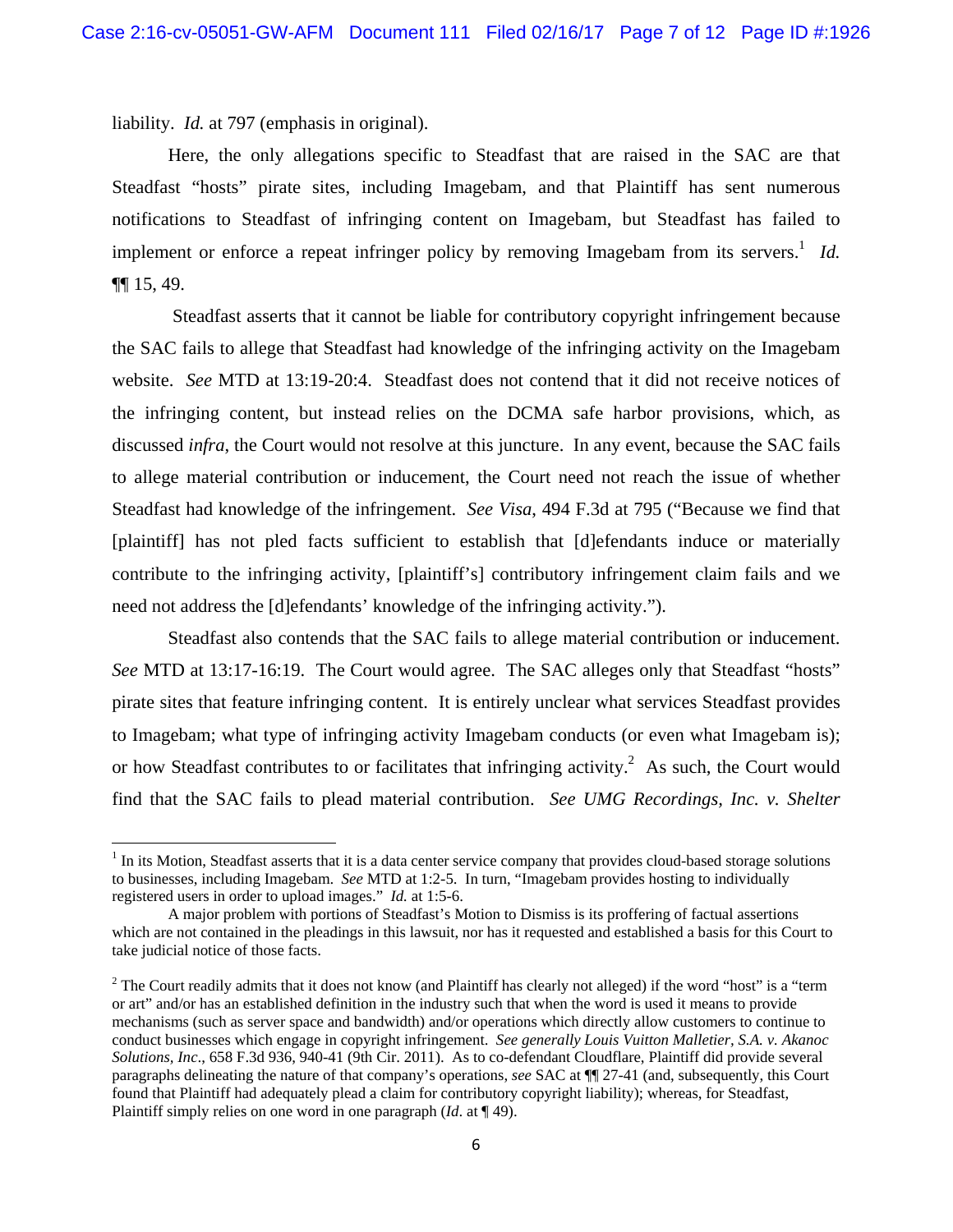liability. *Id.* at 797 (emphasis in original).

Here, the only allegations specific to Steadfast that are raised in the SAC are that Steadfast "hosts" pirate sites, including Imagebam, and that Plaintiff has sent numerous notifications to Steadfast of infringing content on Imagebam, but Steadfast has failed to implement or enforce a repeat infringer policy by removing Imagebam from its servers.[1] *Id.* ¶¶ 15, 49.

Steadfast asserts that it cannot be liable for contributory copyright infringement because the SAC fails to allege that Steadfast had knowledge of the infringing activity on the Imagebam website. *See* MTD at 13:19-20:4. Steadfast does not contend that it did not receive notices of the infringing content, but instead relies on the DCMA safe harbor provisions, which, as discussed *infra*, the Court would not resolve at this juncture. In any event, because the SAC fails to allege material contribution or inducement, the Court need not reach the issue of whether Steadfast had knowledge of the infringement. *See Visa*, 494 F.3d at 795 ("Because we find that [plaintiff] has not pled facts sufficient to establish that [d]efendants induce or materially contribute to the infringing activity, [plaintiff's] contributory infringement claim fails and we need not address the [d]efendants' knowledge of the infringing activity.").

Steadfast also contends that the SAC fails to allege material contribution or inducement. *See* MTD at 13:17-16:19. The Court would agree. The SAC alleges only that Steadfast "hosts" pirate sites that feature infringing content. It is entirely unclear what services Steadfast provides to Imagebam; what type of infringing activity Imagebam conducts (or even what Imagebam is); or how Steadfast contributes to or facilitates that infringing activity.[2] As such, the Court would find that the SAC fails to plead material contribution. *See UMG Recordings, Inc. v. Shelter*

---

[1] In its Motion, Steadfast asserts that it is a data center service company that provides cloud-based storage solutions to businesses, including Imagebam. *See* MTD at 1:2-5. In turn, "Imagebam provides hosting to individually registered users in order to upload images." *Id.* at 1:5-6.

A major problem with portions of Steadfast's Motion to Dismiss is its proffering of factual assertions which are not contained in the pleadings in this lawsuit, nor has it requested and established a basis for this Court to take judicial notice of those facts.

[2] The Court readily admits that it does not know (and Plaintiff has clearly not alleged) if the word "host" is a "term or art" and/or has an established definition in the industry such that when the word is used it means to provide mechanisms (such as server space and bandwidth) and/or operations which directly allow customers to continue to conduct businesses which engage in copyright infringement. *See generally Louis Vuitton Malletier, S.A. v. Akanoc Solutions, Inc.*, 658 F.3d 936, 940-41 (9th Cir. 2011). As to co-defendant Cloudflare, Plaintiff did provide several paragraphs delineating the nature of that company's operations, *see* SAC at ¶¶ 27-41 (and, subsequently, this Court found that Plaintiff had adequately plead a claim for contributory copyright liability); whereas, for Steadfast, Plaintiff simply relies on one word in one paragraph (*Id*. at ¶ 49).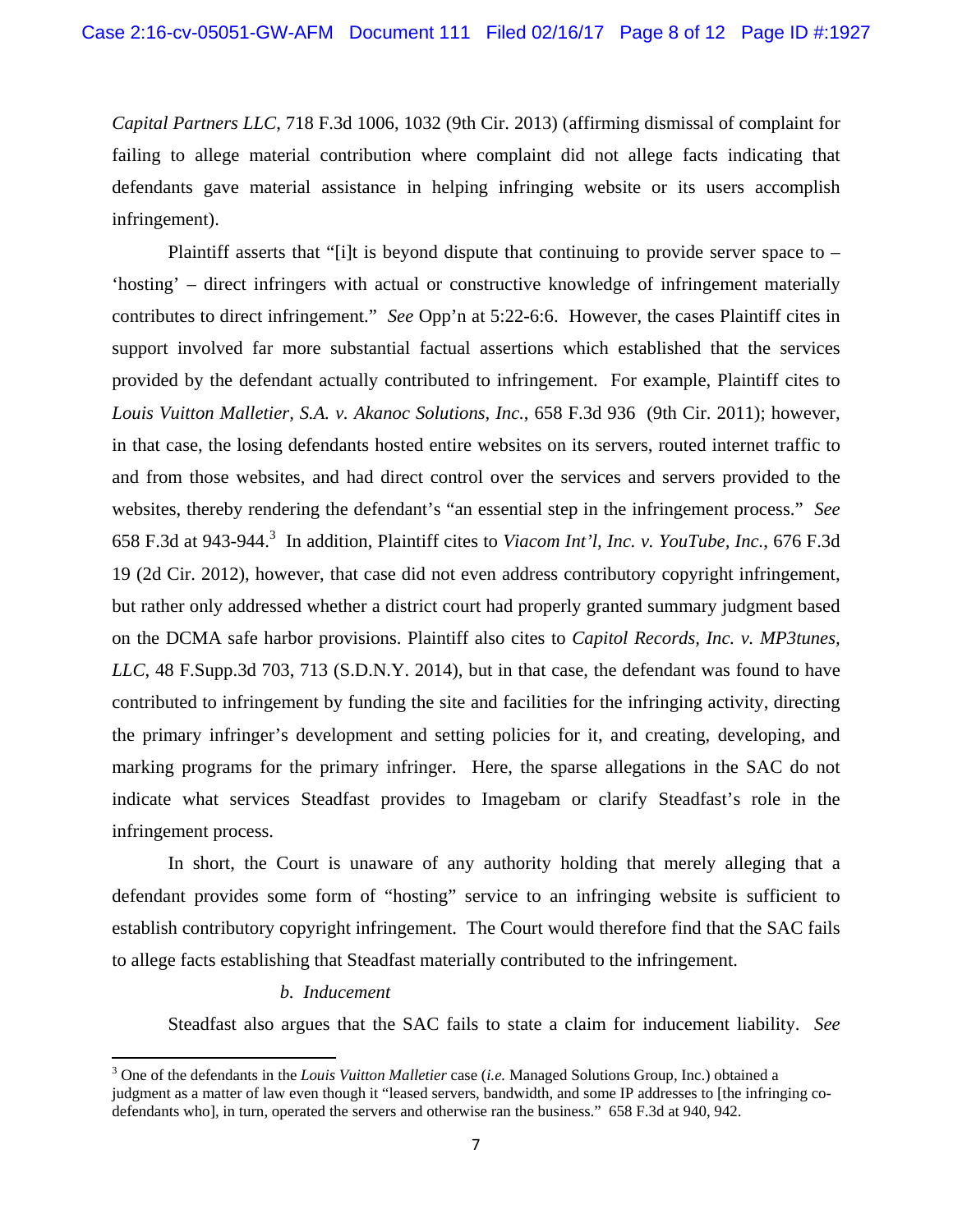*Capital Partners LLC*, 718 F.3d 1006, 1032 (9th Cir. 2013) (affirming dismissal of complaint for failing to allege material contribution where complaint did not allege facts indicating that defendants gave material assistance in helping infringing website or its users accomplish infringement).

Plaintiff asserts that "[i]t is beyond dispute that continuing to provide server space to – 'hosting' – direct infringers with actual or constructive knowledge of infringement materially contributes to direct infringement." *See* Opp'n at 5:22-6:6. However, the cases Plaintiff cites in support involved far more substantial factual assertions which established that the services provided by the defendant actually contributed to infringement. For example, Plaintiff cites to *Louis Vuitton Malletier, S.A. v. Akanoc Solutions, Inc.*, 658 F.3d 936 (9th Cir. 2011); however, in that case, the losing defendants hosted entire websites on its servers, routed internet traffic to and from those websites, and had direct control over the services and servers provided to the websites, thereby rendering the defendant's "an essential step in the infringement process." *See* 658 F.3d at 943-944.[3] In addition, Plaintiff cites to *Viacom Int'l, Inc. v. YouTube, Inc.*, 676 F.3d 19 (2d Cir. 2012), however, that case did not even address contributory copyright infringement, but rather only addressed whether a district court had properly granted summary judgment based on the DCMA safe harbor provisions. Plaintiff also cites to *Capitol Records, Inc. v. MP3tunes, LLC*, 48 F.Supp.3d 703, 713 (S.D.N.Y. 2014), but in that case, the defendant was found to have contributed to infringement by funding the site and facilities for the infringing activity, directing the primary infringer's development and setting policies for it, and creating, developing, and marking programs for the primary infringer. Here, the sparse allegations in the SAC do not indicate what services Steadfast provides to Imagebam or clarify Steadfast's role in the infringement process.

In short, the Court is unaware of any authority holding that merely alleging that a defendant provides some form of "hosting" service to an infringing website is sufficient to establish contributory copyright infringement. The Court would therefore find that the SAC fails to allege facts establishing that Steadfast materially contributed to the infringement.

*b. Inducement*

Steadfast also argues that the SAC fails to state a claim for inducement liability. *See*

---

[3] One of the defendants in the *Louis Vuitton Malletier* case (*i.e.* Managed Solutions Group, Inc.) obtained a judgment as a matter of law even though it "leased servers, bandwidth, and some IP addresses to [the infringing co-defendants who], in turn, operated the servers and otherwise ran the business." 658 F.3d at 940, 942.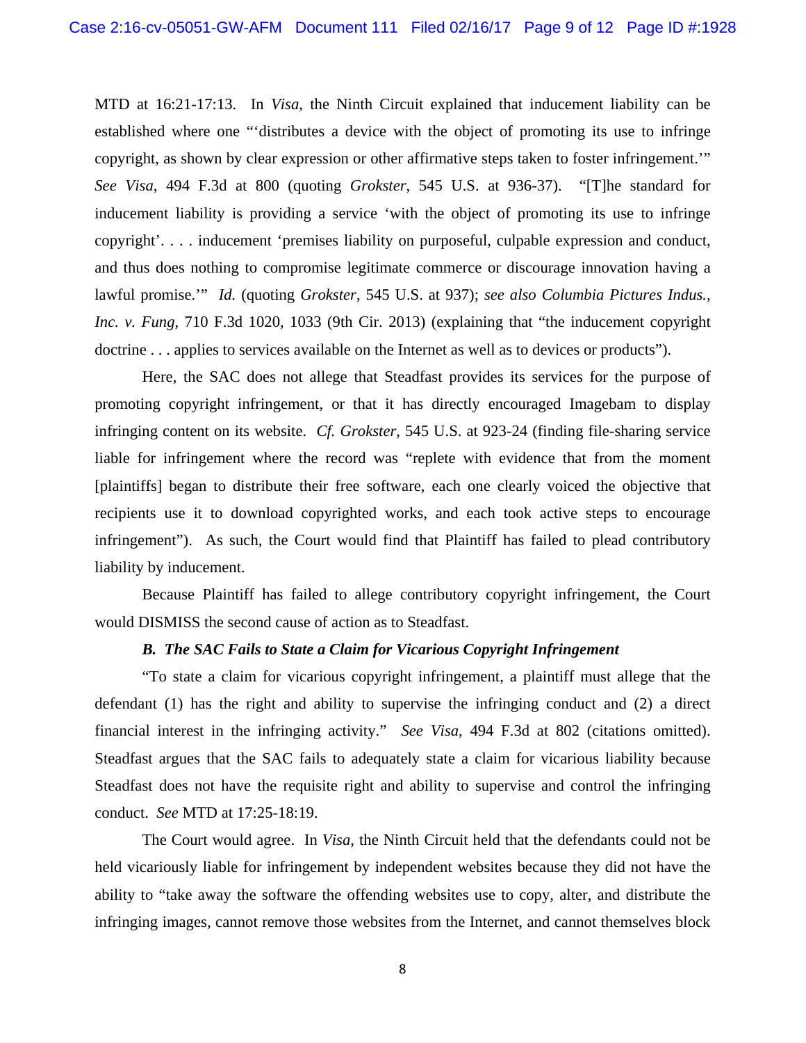MTD at 16:21-17:13. In *Visa*, the Ninth Circuit explained that inducement liability can be established where one "'distributes a device with the object of promoting its use to infringe copyright, as shown by clear expression or other affirmative steps taken to foster infringement.'" *See Visa*, 494 F.3d at 800 (quoting *Grokster*, 545 U.S. at 936-37). "[T]he standard for inducement liability is providing a service 'with the object of promoting its use to infringe copyright'. . . . inducement 'premises liability on purposeful, culpable expression and conduct, and thus does nothing to compromise legitimate commerce or discourage innovation having a lawful promise.'" *Id.* (quoting *Grokster*, 545 U.S. at 937); *see also Columbia Pictures Indus., Inc. v. Fung*, 710 F.3d 1020, 1033 (9th Cir. 2013) (explaining that "the inducement copyright doctrine . . . applies to services available on the Internet as well as to devices or products").

Here, the SAC does not allege that Steadfast provides its services for the purpose of promoting copyright infringement, or that it has directly encouraged Imagebam to display infringing content on its website. *Cf. Grokster*, 545 U.S. at 923-24 (finding file-sharing service liable for infringement where the record was "replete with evidence that from the moment [plaintiffs] began to distribute their free software, each one clearly voiced the objective that recipients use it to download copyrighted works, and each took active steps to encourage infringement"). As such, the Court would find that Plaintiff has failed to plead contributory liability by inducement.

Because Plaintiff has failed to allege contributory copyright infringement, the Court would DISMISS the second cause of action as to Steadfast.

***B. The SAC Fails to State a Claim for Vicarious Copyright Infringement***

"To state a claim for vicarious copyright infringement, a plaintiff must allege that the defendant (1) has the right and ability to supervise the infringing conduct and (2) a direct financial interest in the infringing activity." *See Visa*, 494 F.3d at 802 (citations omitted). Steadfast argues that the SAC fails to adequately state a claim for vicarious liability because Steadfast does not have the requisite right and ability to supervise and control the infringing conduct. *See* MTD at 17:25-18:19.

The Court would agree. In *Visa*, the Ninth Circuit held that the defendants could not be held vicariously liable for infringement by independent websites because they did not have the ability to "take away the software the offending websites use to copy, alter, and distribute the infringing images, cannot remove those websites from the Internet, and cannot themselves block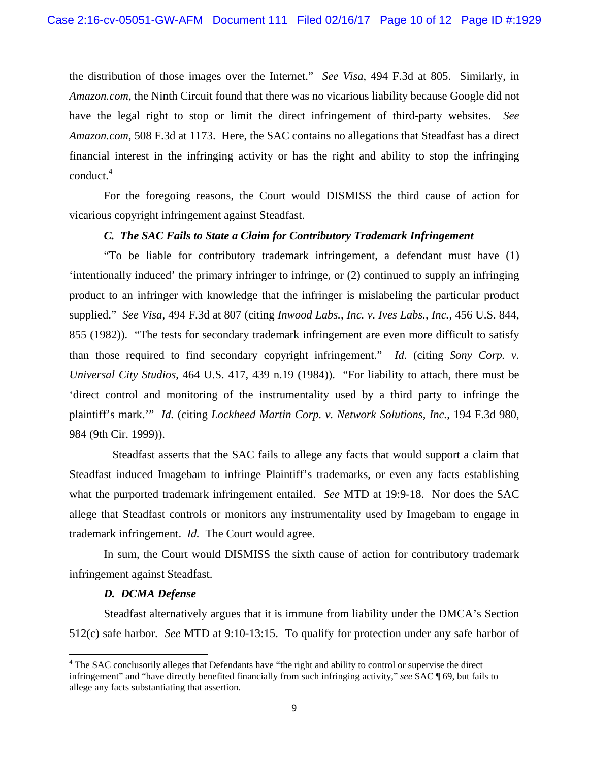the distribution of those images over the Internet." *See Visa*, 494 F.3d at 805. Similarly, in *Amazon.com*, the Ninth Circuit found that there was no vicarious liability because Google did not have the legal right to stop or limit the direct infringement of third-party websites. *See Amazon.com*, 508 F.3d at 1173. Here, the SAC contains no allegations that Steadfast has a direct financial interest in the infringing activity or has the right and ability to stop the infringing conduct.[4]

For the foregoing reasons, the Court would DISMISS the third cause of action for vicarious copyright infringement against Steadfast.

### *C. The SAC Fails to State a Claim for Contributory Trademark Infringement*

"To be liable for contributory trademark infringement, a defendant must have (1) 'intentionally induced' the primary infringer to infringe, or (2) continued to supply an infringing product to an infringer with knowledge that the infringer is mislabeling the particular product supplied." *See Visa*, 494 F.3d at 807 (citing *Inwood Labs., Inc. v. Ives Labs., Inc.*, 456 U.S. 844, 855 (1982)). "The tests for secondary trademark infringement are even more difficult to satisfy than those required to find secondary copyright infringement." *Id.* (citing *Sony Corp. v. Universal City Studios*, 464 U.S. 417, 439 n.19 (1984)). "For liability to attach, there must be 'direct control and monitoring of the instrumentality used by a third party to infringe the plaintiff's mark.'" *Id.* (citing *Lockheed Martin Corp. v. Network Solutions, Inc.*, 194 F.3d 980, 984 (9th Cir. 1999)).

Steadfast asserts that the SAC fails to allege any facts that would support a claim that Steadfast induced Imagebam to infringe Plaintiff's trademarks, or even any facts establishing what the purported trademark infringement entailed. *See* MTD at 19:9-18. Nor does the SAC allege that Steadfast controls or monitors any instrumentality used by Imagebam to engage in trademark infringement. *Id.* The Court would agree.

In sum, the Court would DISMISS the sixth cause of action for contributory trademark infringement against Steadfast.

### *D. DCMA Defense*

Steadfast alternatively argues that it is immune from liability under the DMCA's Section 512(c) safe harbor. *See* MTD at 9:10-13:15. To qualify for protection under any safe harbor of

---

[4] The SAC conclusorily alleges that Defendants have "the right and ability to control or supervise the direct infringement" and "have directly benefited financially from such infringing activity," *see* SAC ¶ 69, but fails to allege any facts substantiating that assertion.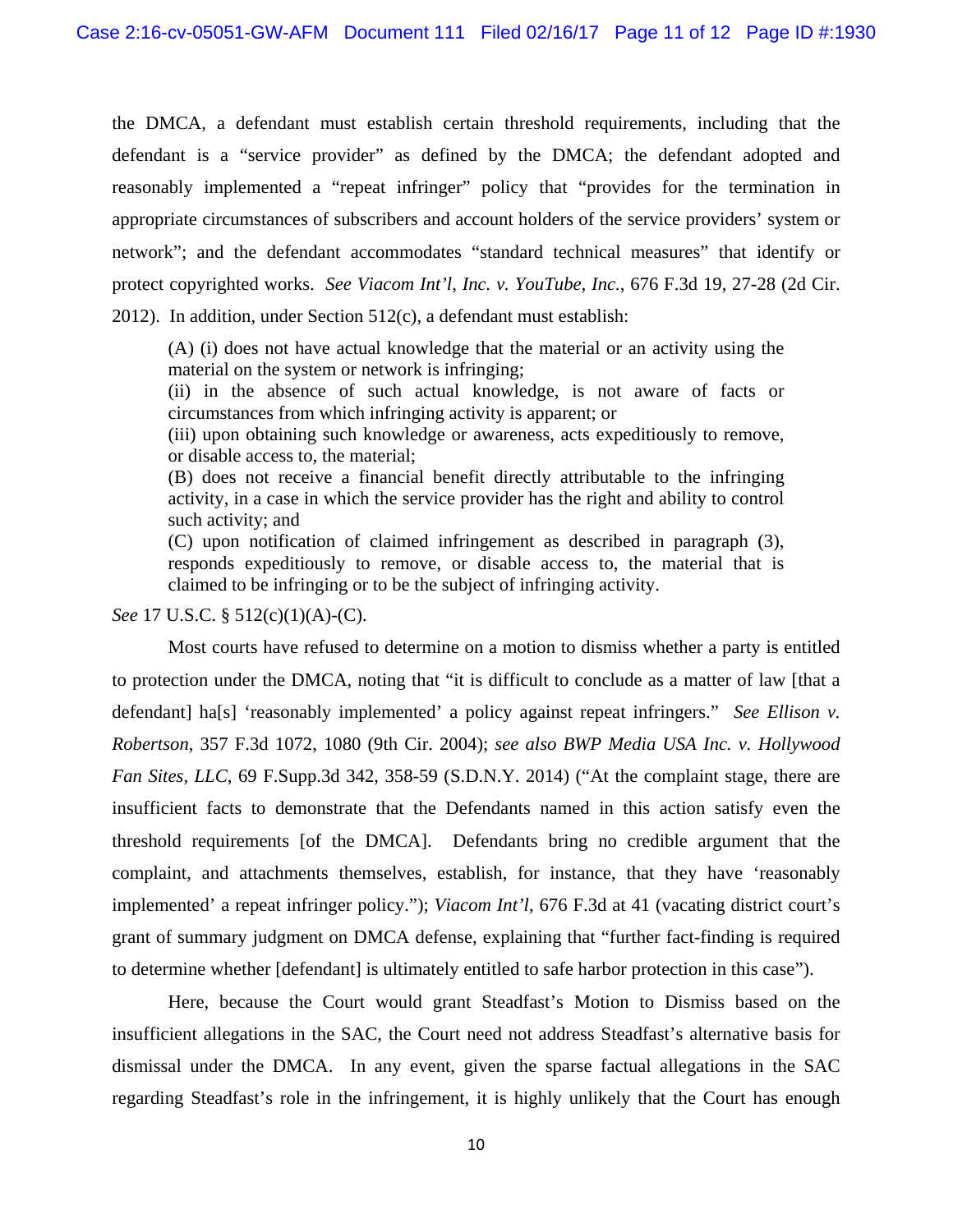the DMCA, a defendant must establish certain threshold requirements, including that the defendant is a "service provider" as defined by the DMCA; the defendant adopted and reasonably implemented a "repeat infringer" policy that "provides for the termination in appropriate circumstances of subscribers and account holders of the service providers' system or network"; and the defendant accommodates "standard technical measures" that identify or protect copyrighted works. *See Viacom Int'l, Inc. v. YouTube, Inc.*, 676 F.3d 19, 27-28 (2d Cir. 2012). In addition, under Section 512(c), a defendant must establish:

> (A) (i) does not have actual knowledge that the material or an activity using the material on the system or network is infringing;
> (ii) in the absence of such actual knowledge, is not aware of facts or circumstances from which infringing activity is apparent; or
> (iii) upon obtaining such knowledge or awareness, acts expeditiously to remove, or disable access to, the material;
> (B) does not receive a financial benefit directly attributable to the infringing activity, in a case in which the service provider has the right and ability to control such activity; and
> (C) upon notification of claimed infringement as described in paragraph (3), responds expeditiously to remove, or disable access to, the material that is claimed to be infringing or to be the subject of infringing activity.

*See* 17 U.S.C. § 512(c)(1)(A)-(C).

Most courts have refused to determine on a motion to dismiss whether a party is entitled to protection under the DMCA, noting that "it is difficult to conclude as a matter of law [that a defendant] ha[s] 'reasonably implemented' a policy against repeat infringers." *See Ellison v. Robertson*, 357 F.3d 1072, 1080 (9th Cir. 2004); *see also BWP Media USA Inc. v. Hollywood Fan Sites, LLC*, 69 F.Supp.3d 342, 358-59 (S.D.N.Y. 2014) ("At the complaint stage, there are insufficient facts to demonstrate that the Defendants named in this action satisfy even the threshold requirements [of the DMCA]. Defendants bring no credible argument that the complaint, and attachments themselves, establish, for instance, that they have 'reasonably implemented' a repeat infringer policy."); *Viacom Int'l*, 676 F.3d at 41 (vacating district court's grant of summary judgment on DMCA defense, explaining that "further fact-finding is required to determine whether [defendant] is ultimately entitled to safe harbor protection in this case").

Here, because the Court would grant Steadfast's Motion to Dismiss based on the insufficient allegations in the SAC, the Court need not address Steadfast's alternative basis for dismissal under the DMCA. In any event, given the sparse factual allegations in the SAC regarding Steadfast's role in the infringement, it is highly unlikely that the Court has enough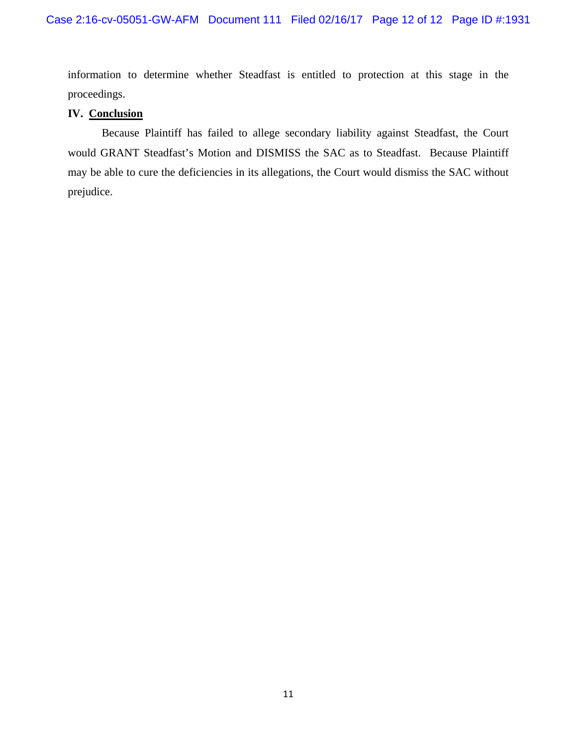information to determine whether Steadfast is entitled to protection at this stage in the proceedings.

## IV. Conclusion

Because Plaintiff has failed to allege secondary liability against Steadfast, the Court would GRANT Steadfast's Motion and DISMISS the SAC as to Steadfast. Because Plaintiff may be able to cure the deficiencies in its allegations, the Court would dismiss the SAC without prejudice.